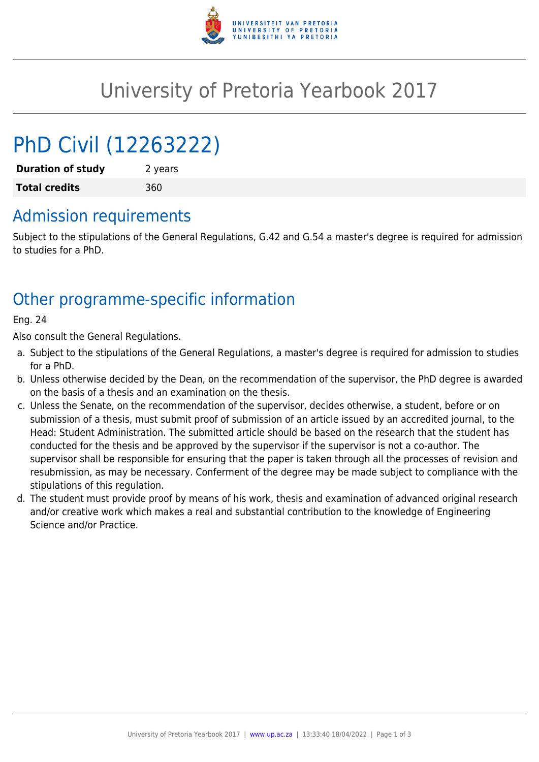# University of Pretoria Yearbook 2017

## PhD Civil (12263222)

| | |
|---|---|
| **Duration of study** | 2 years |
| **Total credits** | 360 |

## Admission requirements

Subject to the stipulations of the General Regulations, G.42 and G.54 a master's degree is required for admission to studies for a PhD.

## Other programme-specific information

Eng. 24

Also consult the General Regulations.

a. Subject to the stipulations of the General Regulations, a master's degree is required for admission to studies for a PhD.
b. Unless otherwise decided by the Dean, on the recommendation of the supervisor, the PhD degree is awarded on the basis of a thesis and an examination on the thesis.
c. Unless the Senate, on the recommendation of the supervisor, decides otherwise, a student, before or on submission of a thesis, must submit proof of submission of an article issued by an accredited journal, to the Head: Student Administration. The submitted article should be based on the research that the student has conducted for the thesis and be approved by the supervisor if the supervisor is not a co-author. The supervisor shall be responsible for ensuring that the paper is taken through all the processes of revision and resubmission, as may be necessary. Conferment of the degree may be made subject to compliance with the stipulations of this regulation.
d. The student must provide proof by means of his work, thesis and examination of advanced original research and/or creative work which makes a real and substantial contribution to the knowledge of Engineering Science and/or Practice.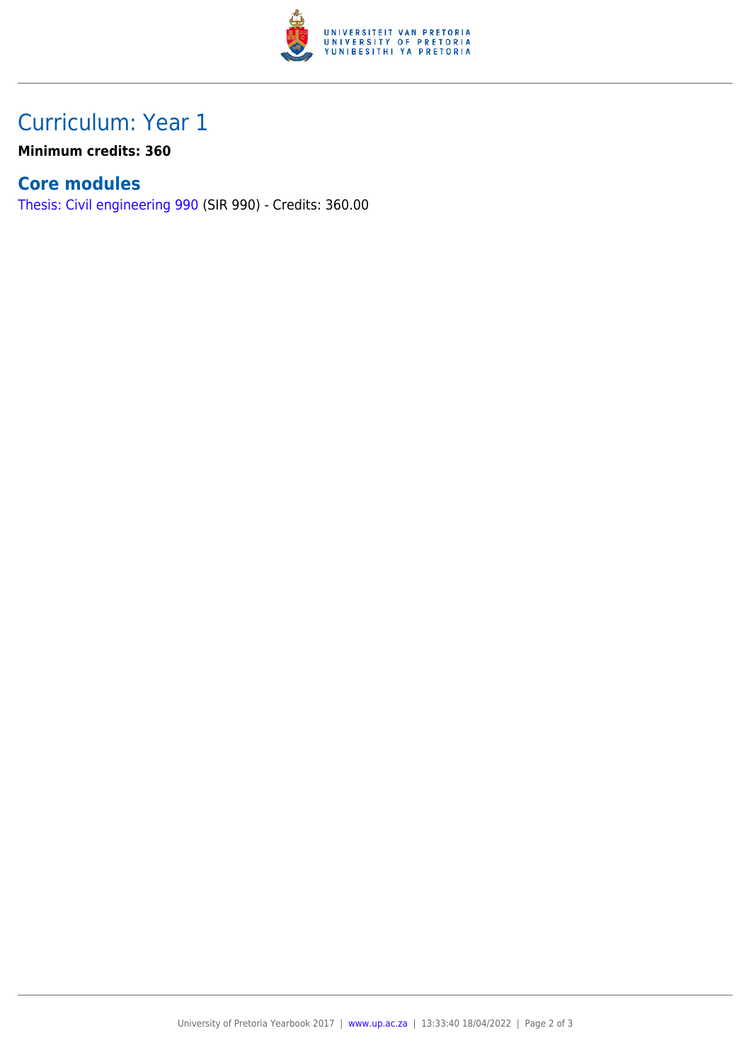## Curriculum: Year 1

**Minimum credits: 360**

### Core modules

Thesis: Civil engineering 990 (SIR 990) - Credits: 360.00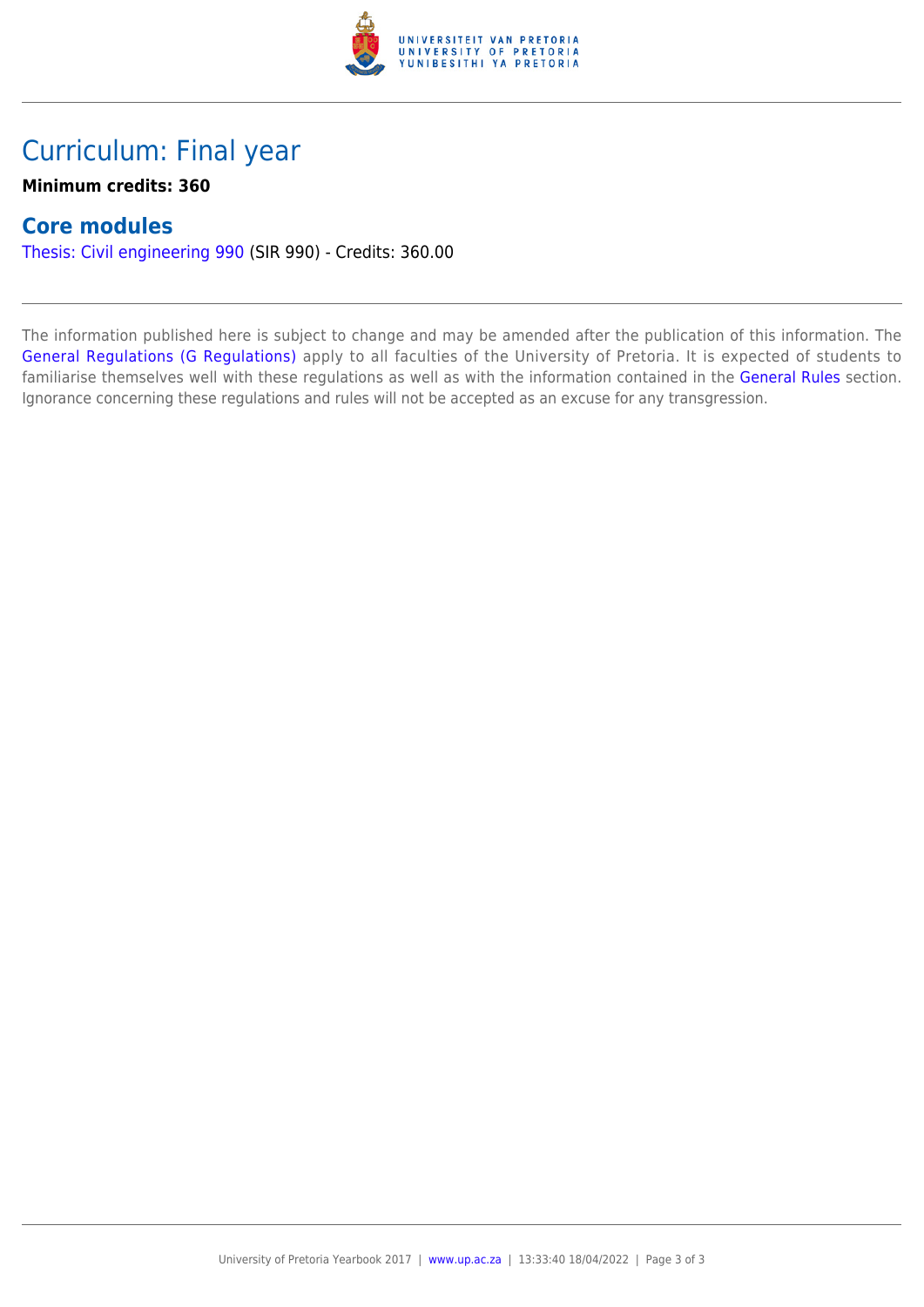# Curriculum: Final year

**Minimum credits: 360**

## Core modules

Thesis: Civil engineering 990 (SIR 990) - Credits: 360.00

The information published here is subject to change and may be amended after the publication of this information. The General Regulations (G Regulations) apply to all faculties of the University of Pretoria. It is expected of students to familiarise themselves well with these regulations as well as with the information contained in the General Rules section. Ignorance concerning these regulations and rules will not be accepted as an excuse for any transgression.